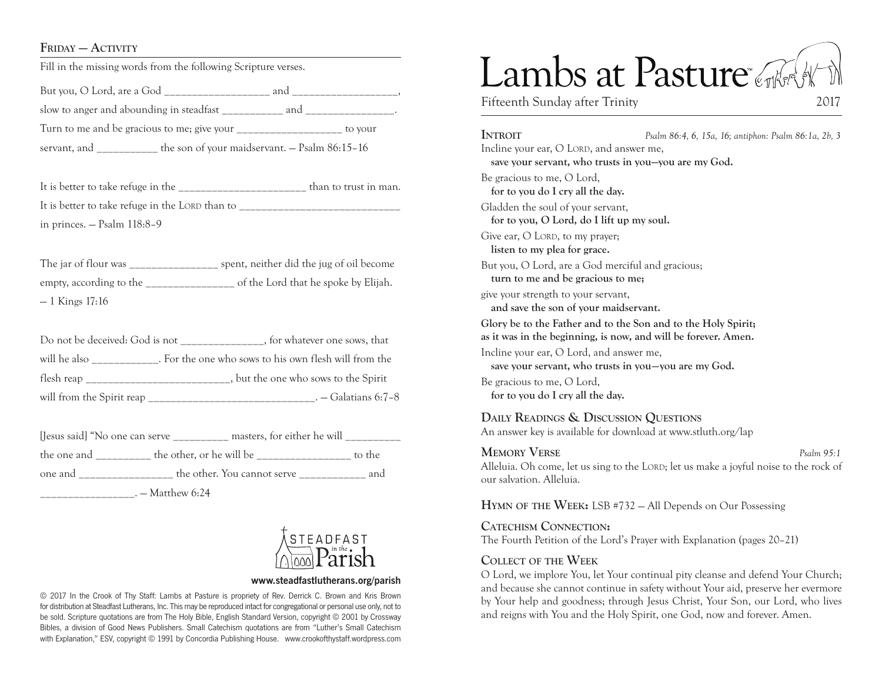## Friday — Activity

Fill in the missing words from the following Scripture verses.

But you, O Lord, are a God ___________________ and ___________________, slow to anger and abounding in steadfast ___________ and ________________. Turn to me and be gracious to me; give your ___________________ to your servant, and __________ the son of your maidservant. — Psalm 86:15–16

It is better to take refuge in the ______________________ than to trust in man. It is better to take refuge in the Lord than to ____________________________ in princes. — Psalm 118:8–9

The jar of flour was ________________ spent, neither did the jug of oil become empty, according to the ________________ of the Lord that he spoke by Elijah. — 1 Kings 17:16

Do not be deceived: God is not _______________, for whatever one sows, that will he also ____________. For the one who sows to his own flesh will from the flesh reap __________________________, but the one who sows to the Spirit will from the Spirit reap ______________________________. — Galatians 6:7–8

[Jesus said] "No one can serve __________ masters, for either he will __________ the one and __________ the other, or he will be _________________ to the one and _________________ the other. You cannot serve ____________ and _________________. — Matthew 6:24

Steadfast in the Parish

www.steadfastlutherans.org/parish

© 2017 In the Crook of Thy Staff: Lambs at Pasture is propriety of Rev. Derrick C. Brown and Kris Brown for distribution at Steadfast Lutherans, Inc. This may be reproduced intact for congregational or personal use only, not to be sold. Scripture quotations are from The Holy Bible, English Standard Version, copyright © 2001 by Crossway Bibles, a division of Good News Publishers. Small Catechism quotations are from "Luther's Small Catechism with Explanation," ESV, copyright © 1991 by Concordia Publishing House. www.crookofthystaff.wordpress.com

# Lambs at Pasture™

Fifteenth Sunday after Trinity 2017

## Introit

*Psalm 86:4, 6, 15a, 16; antiphon: Psalm 86:1a, 2b, 3*

Incline your ear, O Lord, and answer me,
**save your servant, who trusts in you—you are my God.**

Be gracious to me, O Lord,
**for to you do I cry all the day.**

Gladden the soul of your servant,
**for to you, O Lord, do I lift up my soul.**

Give ear, O Lord, to my prayer;
**listen to my plea for grace.**

But you, O Lord, are a God merciful and gracious;
**turn to me and be gracious to me;**

give your strength to your servant,
**and save the son of your maidservant.**

**Glory be to the Father and to the Son and to the Holy Spirit; as it was in the beginning, is now, and will be forever. Amen.**

Incline your ear, O Lord, and answer me,
**save your servant, who trusts in you—you are my God.**

Be gracious to me, O Lord,
**for to you do I cry all the day.**

## Daily Readings & Discussion Questions

An answer key is available for download at www.stluth.org/lap

## Memory Verse

*Psalm 95:1*

Alleluia. Oh come, let us sing to the Lord; let us make a joyful noise to the rock of our salvation. Alleluia.

**Hymn of the Week:** LSB #732 — All Depends on Our Possessing

## Catechism Connection:

The Fourth Petition of the Lord's Prayer with Explanation (pages 20–21)

## Collect of the Week

O Lord, we implore You, let Your continual pity cleanse and defend Your Church; and because she cannot continue in safety without Your aid, preserve her evermore by Your help and goodness; through Jesus Christ, Your Son, our Lord, who lives and reigns with You and the Holy Spirit, one God, now and forever. Amen.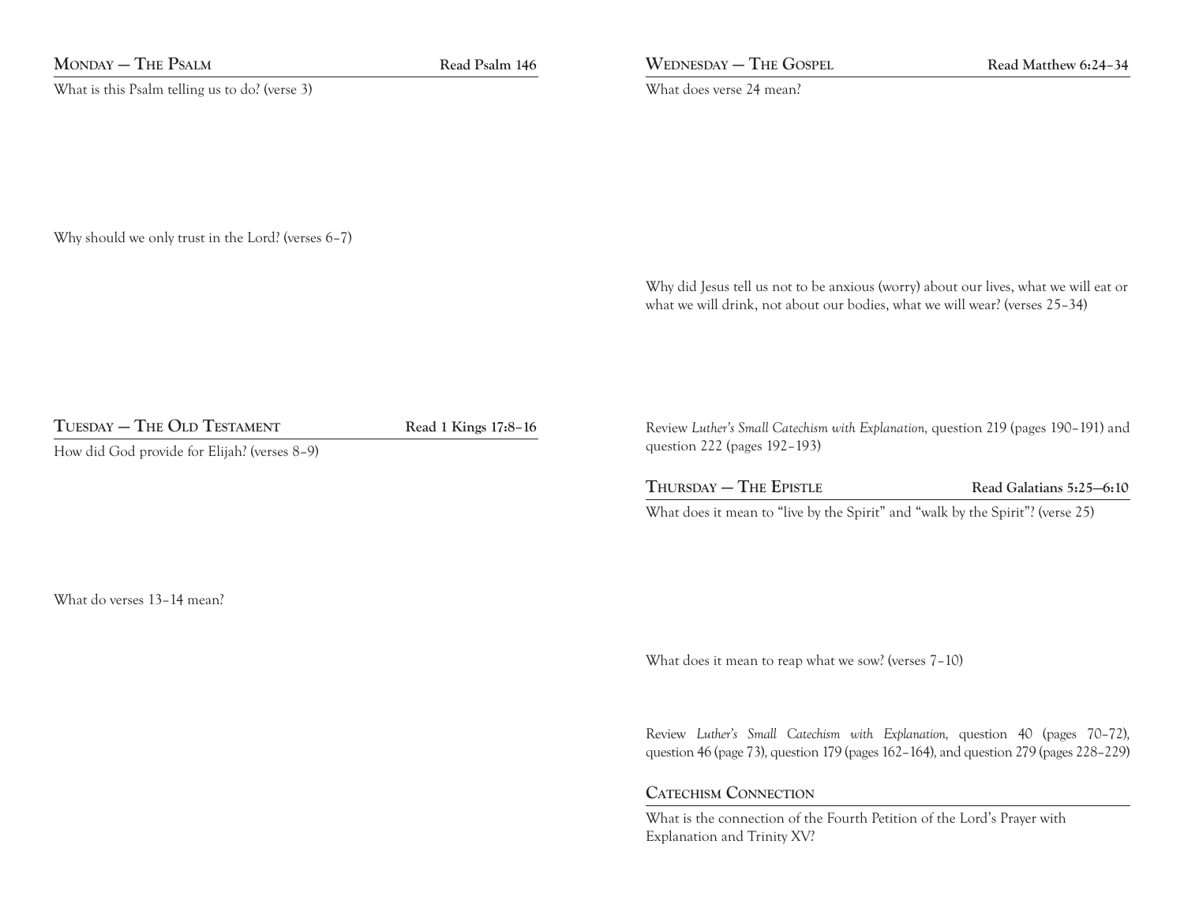## Monday — The Psalm

**Read Psalm 146**

What is this Psalm telling us to do? (verse 3)

Why should we only trust in the Lord? (verses 6–7)

## Tuesday — The Old Testament

**Read 1 Kings 17:8–16**

How did God provide for Elijah? (verses 8–9)

What do verses 13–14 mean?

## Wednesday — The Gospel

**Read Matthew 6:24–34**

What does verse 24 mean?

Why did Jesus tell us not to be anxious (worry) about our lives, what we will eat or what we will drink, not about our bodies, what we will wear? (verses 25–34)

Review *Luther's Small Catechism with Explanation,* question 219 (pages 190–191) and question 222 (pages 192–193)

## Thursday — The Epistle

**Read Galatians 5:25–6:10**

What does it mean to "live by the Spirit" and "walk by the Spirit"? (verse 25)

What does it mean to reap what we sow? (verses 7–10)

Review *Luther's Small Catechism with Explanation,* question 40 (pages 70–72), question 46 (page 73), question 179 (pages 162–164), and question 279 (pages 228–229)

## Catechism Connection

What is the connection of the Fourth Petition of the Lord's Prayer with Explanation and Trinity XV?